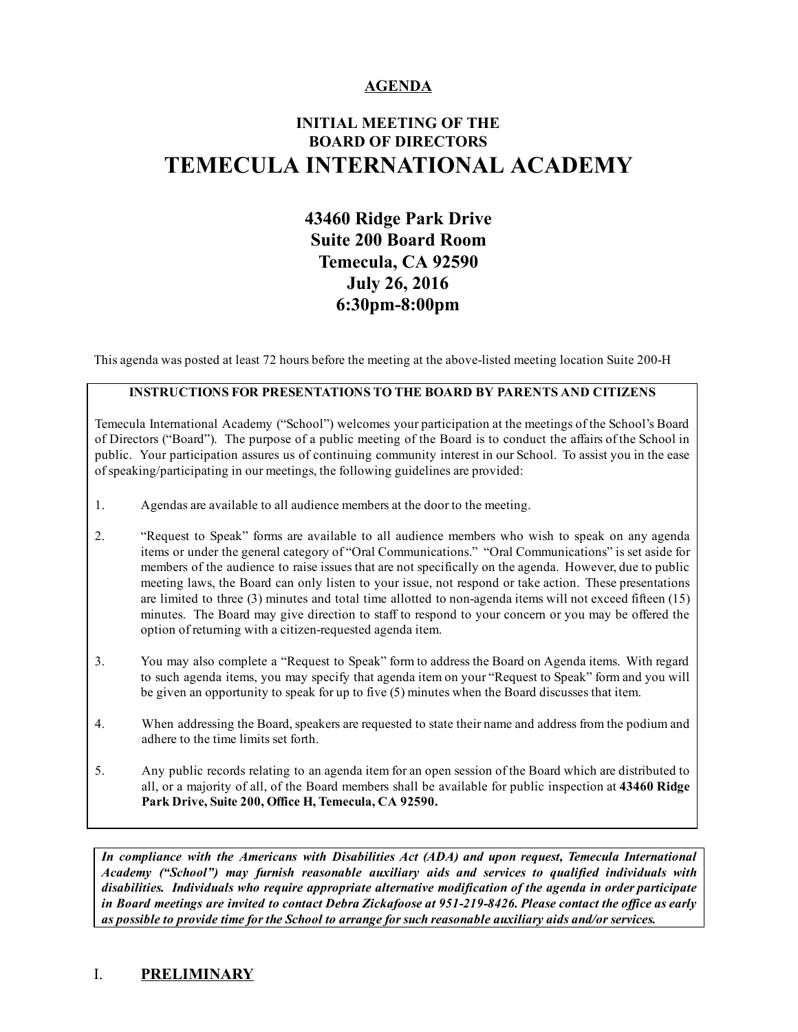**AGENDA**

**INITIAL MEETING OF THE**
**BOARD OF DIRECTORS**

# TEMECULA INTERNATIONAL ACADEMY

**43460 Ridge Park Drive**
**Suite 200 Board Room**
**Temecula, CA 92590**
**July 26, 2016**
**6:30pm-8:00pm**

This agenda was posted at least 72 hours before the meeting at the above-listed meeting location Suite 200-H

**INSTRUCTIONS FOR PRESENTATIONS TO THE BOARD BY PARENTS AND CITIZENS**

Temecula International Academy ("School") welcomes your participation at the meetings of the School's Board of Directors ("Board"). The purpose of a public meeting of the Board is to conduct the affairs of the School in public. Your participation assures us of continuing community interest in our School. To assist you in the ease of speaking/participating in our meetings, the following guidelines are provided:

1. Agendas are available to all audience members at the door to the meeting.

2. "Request to Speak" forms are available to all audience members who wish to speak on any agenda items or under the general category of "Oral Communications." "Oral Communications" is set aside for members of the audience to raise issues that are not specifically on the agenda. However, due to public meeting laws, the Board can only listen to your issue, not respond or take action. These presentations are limited to three (3) minutes and total time allotted to non-agenda items will not exceed fifteen (15) minutes. The Board may give direction to staff to respond to your concern or you may be offered the option of returning with a citizen-requested agenda item.

3. You may also complete a "Request to Speak" form to address the Board on Agenda items. With regard to such agenda items, you may specify that agenda item on your "Request to Speak" form and you will be given an opportunity to speak for up to five (5) minutes when the Board discusses that item.

4. When addressing the Board, speakers are requested to state their name and address from the podium and adhere to the time limits set forth.

5. Any public records relating to an agenda item for an open session of the Board which are distributed to all, or a majority of all, of the Board members shall be available for public inspection at **43460 Ridge Park Drive, Suite 200, Office H, Temecula, CA 92590.**

***In compliance with the Americans with Disabilities Act (ADA) and upon request, Temecula International Academy ("School") may furnish reasonable auxiliary aids and services to qualified individuals with disabilities. Individuals who require appropriate alternative modification of the agenda in order participate in Board meetings are invited to contact Debra Zickafoose at 951-219-8426. Please contact the office as early as possible to provide time for the School to arrange for such reasonable auxiliary aids and/or services.***

## I. **PRELIMINARY**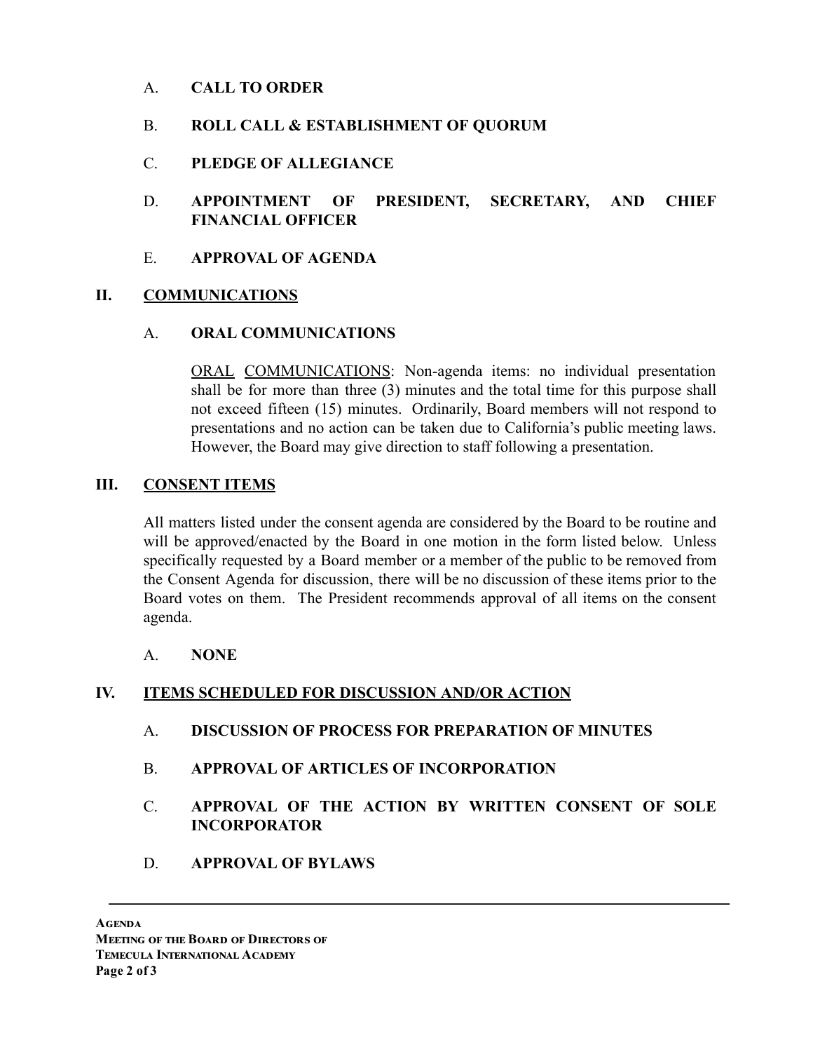A. **CALL TO ORDER**

B. **ROLL CALL & ESTABLISHMENT OF QUORUM**

C. **PLEDGE OF ALLEGIANCE**

D. **APPOINTMENT OF PRESIDENT, SECRETARY, AND CHIEF FINANCIAL OFFICER**

E. **APPROVAL OF AGENDA**

## II. COMMUNICATIONS

A. **ORAL COMMUNICATIONS**

ORAL COMMUNICATIONS: Non-agenda items: no individual presentation shall be for more than three (3) minutes and the total time for this purpose shall not exceed fifteen (15) minutes. Ordinarily, Board members will not respond to presentations and no action can be taken due to California's public meeting laws. However, the Board may give direction to staff following a presentation.

## III. CONSENT ITEMS

All matters listed under the consent agenda are considered by the Board to be routine and will be approved/enacted by the Board in one motion in the form listed below. Unless specifically requested by a Board member or a member of the public to be removed from the Consent Agenda for discussion, there will be no discussion of these items prior to the Board votes on them. The President recommends approval of all items on the consent agenda.

A. **NONE**

## IV. ITEMS SCHEDULED FOR DISCUSSION AND/OR ACTION

A. **DISCUSSION OF PROCESS FOR PREPARATION OF MINUTES**

B. **APPROVAL OF ARTICLES OF INCORPORATION**

C. **APPROVAL OF THE ACTION BY WRITTEN CONSENT OF SOLE INCORPORATOR**

D. **APPROVAL OF BYLAWS**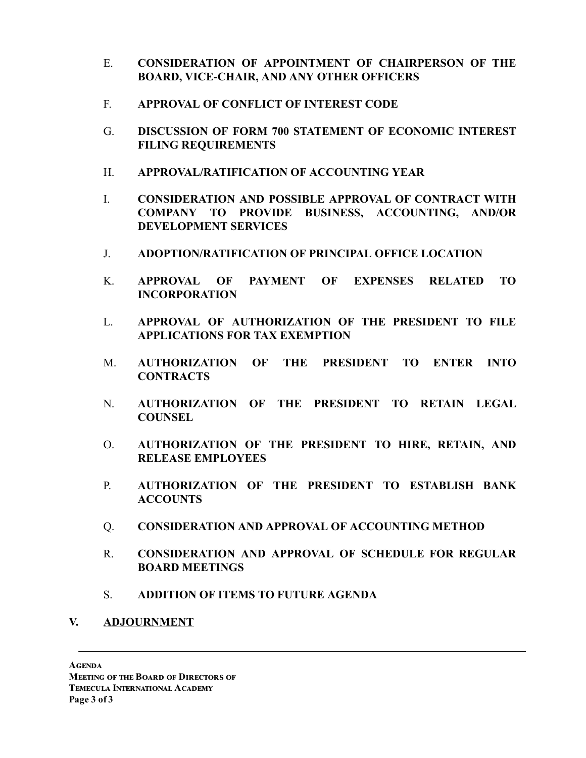E. **CONSIDERATION OF APPOINTMENT OF CHAIRPERSON OF THE BOARD, VICE-CHAIR, AND ANY OTHER OFFICERS**

F. **APPROVAL OF CONFLICT OF INTEREST CODE**

G. **DISCUSSION OF FORM 700 STATEMENT OF ECONOMIC INTEREST FILING REQUIREMENTS**

H. **APPROVAL/RATIFICATION OF ACCOUNTING YEAR**

I. **CONSIDERATION AND POSSIBLE APPROVAL OF CONTRACT WITH COMPANY TO PROVIDE BUSINESS, ACCOUNTING, AND/OR DEVELOPMENT SERVICES**

J. **ADOPTION/RATIFICATION OF PRINCIPAL OFFICE LOCATION**

K. **APPROVAL OF PAYMENT OF EXPENSES RELATED TO INCORPORATION**

L. **APPROVAL OF AUTHORIZATION OF THE PRESIDENT TO FILE APPLICATIONS FOR TAX EXEMPTION**

M. **AUTHORIZATION OF THE PRESIDENT TO ENTER INTO CONTRACTS**

N. **AUTHORIZATION OF THE PRESIDENT TO RETAIN LEGAL COUNSEL**

O. **AUTHORIZATION OF THE PRESIDENT TO HIRE, RETAIN, AND RELEASE EMPLOYEES**

P. **AUTHORIZATION OF THE PRESIDENT TO ESTABLISH BANK ACCOUNTS**

Q. **CONSIDERATION AND APPROVAL OF ACCOUNTING METHOD**

R. **CONSIDERATION AND APPROVAL OF SCHEDULE FOR REGULAR BOARD MEETINGS**

S. **ADDITION OF ITEMS TO FUTURE AGENDA**

**V. ADJOURNMENT**